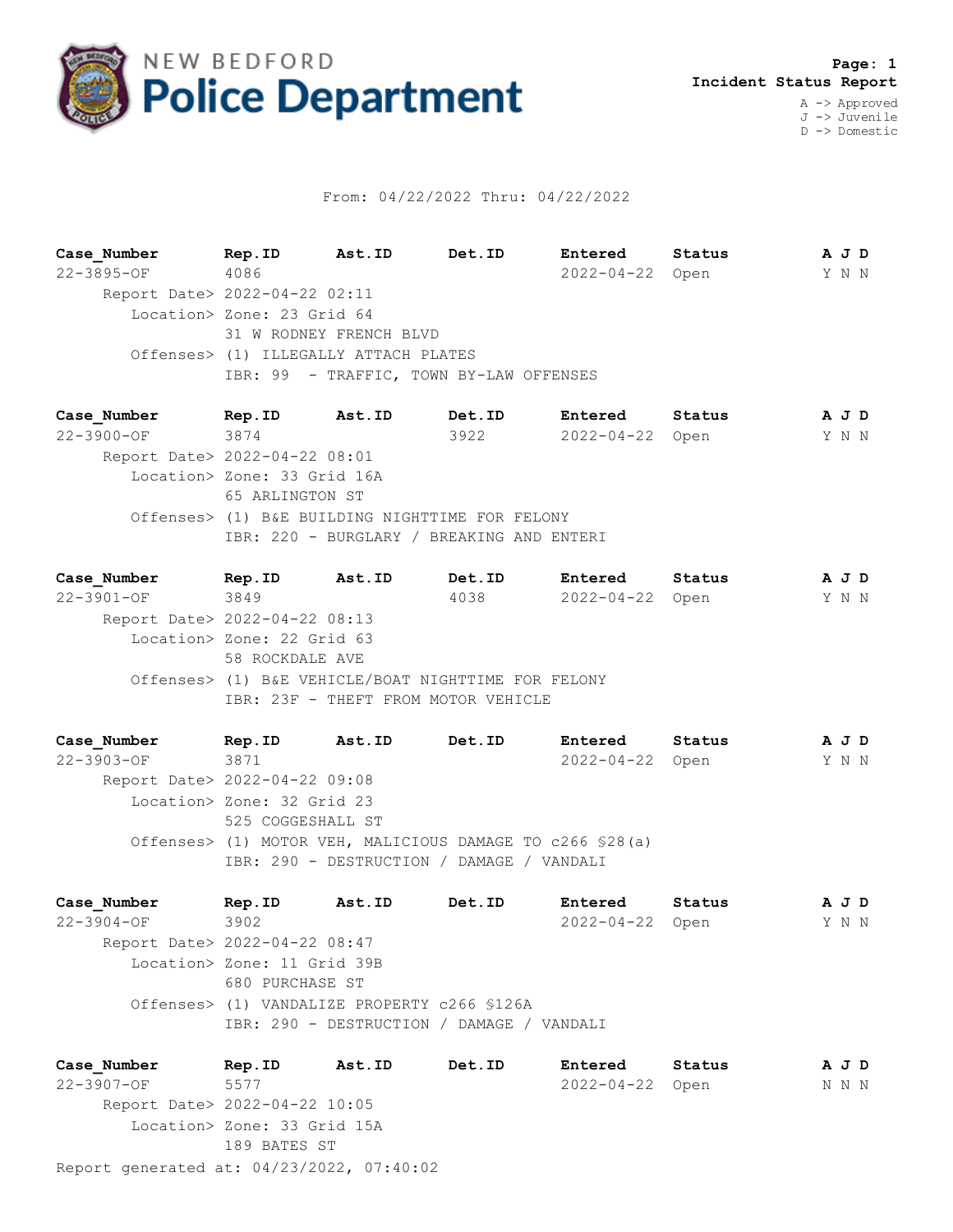# NEW BEDFORD Police Department

**Page: 1**
**Incident Status Report**

A -> Approved
J -> Juvenile
D -> Domestic

From: 04/22/2022 Thru: 04/22/2022

| Case_Number | Rep.ID | Ast.ID | Det.ID | Entered | Status | A J D |
|---|---|---|---|---|---|---|
| 22-3895-OF | 4086 | | | 2022-04-22 | Open | Y N N |

Report Date> 2022-04-22 02:11
Location> Zone: 23 Grid 64
31 W RODNEY FRENCH BLVD
Offenses> (1) ILLEGALLY ATTACH PLATES
IBR: 99 - TRAFFIC, TOWN BY-LAW OFFENSES

| Case_Number | Rep.ID | Ast.ID | Det.ID | Entered | Status | A J D |
|---|---|---|---|---|---|---|
| 22-3900-OF | 3874 | | 3922 | 2022-04-22 | Open | Y N N |

Report Date> 2022-04-22 08:01
Location> Zone: 33 Grid 16A
65 ARLINGTON ST
Offenses> (1) B&E BUILDING NIGHTTIME FOR FELONY
IBR: 220 - BURGLARY / BREAKING AND ENTERI

| Case_Number | Rep.ID | Ast.ID | Det.ID | Entered | Status | A J D |
|---|---|---|---|---|---|---|
| 22-3901-OF | 3849 | | 4038 | 2022-04-22 | Open | Y N N |

Report Date> 2022-04-22 08:13
Location> Zone: 22 Grid 63
58 ROCKDALE AVE
Offenses> (1) B&E VEHICLE/BOAT NIGHTTIME FOR FELONY
IBR: 23F - THEFT FROM MOTOR VEHICLE

| Case_Number | Rep.ID | Ast.ID | Det.ID | Entered | Status | A J D |
|---|---|---|---|---|---|---|
| 22-3903-OF | 3871 | | | 2022-04-22 | Open | Y N N |

Report Date> 2022-04-22 09:08
Location> Zone: 32 Grid 23
525 COGGESHALL ST
Offenses> (1) MOTOR VEH, MALICIOUS DAMAGE TO c266 §28(a)
IBR: 290 - DESTRUCTION / DAMAGE / VANDALI

| Case_Number | Rep.ID | Ast.ID | Det.ID | Entered | Status | A J D |
|---|---|---|---|---|---|---|
| 22-3904-OF | 3902 | | | 2022-04-22 | Open | Y N N |

Report Date> 2022-04-22 08:47
Location> Zone: 11 Grid 39B
680 PURCHASE ST
Offenses> (1) VANDALIZE PROPERTY c266 §126A
IBR: 290 - DESTRUCTION / DAMAGE / VANDALI

| Case_Number | Rep.ID | Ast.ID | Det.ID | Entered | Status | A J D |
|---|---|---|---|---|---|---|
| 22-3907-OF | 5577 | | | 2022-04-22 | Open | N N N |

Report Date> 2022-04-22 10:05
Location> Zone: 33 Grid 15A
189 BATES ST

Report generated at: 04/23/2022, 07:40:02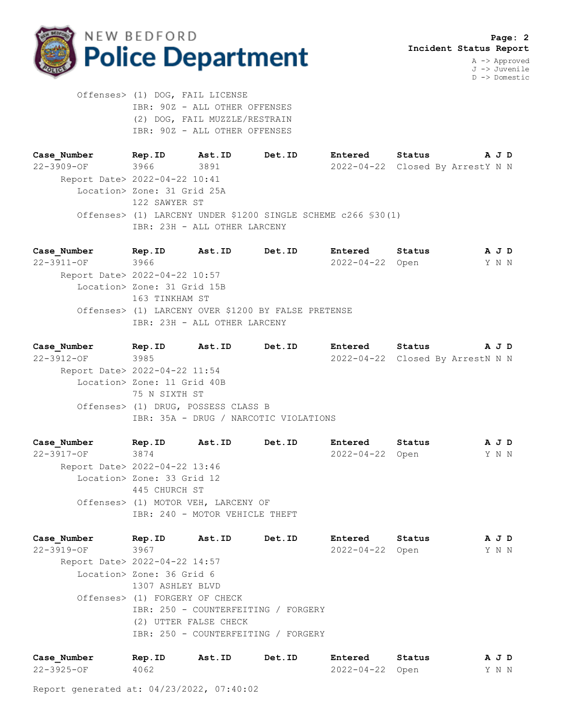**Incident Status Report**

A -> Approved
J -> Juvenile
D -> Domestic

Offenses> (1) DOG, FAIL LICENSE
IBR: 90Z - ALL OTHER OFFENSES
(2) DOG, FAIL MUZZLE/RESTRAIN
IBR: 90Z - ALL OTHER OFFENSES

| Case_Number | Rep.ID | Ast.ID | Det.ID | Entered | Status | A | J | D |
|---|---|---|---|---|---|---|---|---|
| 22-3909-OF | 3966 | 3891 | | 2022-04-22 | Closed By Arrest | Y | N | N |

Report Date> 2022-04-22 10:41
Location> Zone: 31 Grid 25A
122 SAWYER ST
Offenses> (1) LARCENY UNDER $1200 SINGLE SCHEME c266 §30(1)
IBR: 23H - ALL OTHER LARCENY

| Case_Number | Rep.ID | Ast.ID | Det.ID | Entered | Status | A | J | D |
|---|---|---|---|---|---|---|---|---|
| 22-3911-OF | 3966 | | | 2022-04-22 | Open | Y | N | N |

Report Date> 2022-04-22 10:57
Location> Zone: 31 Grid 15B
163 TINKHAM ST
Offenses> (1) LARCENY OVER $1200 BY FALSE PRETENSE
IBR: 23H - ALL OTHER LARCENY

| Case_Number | Rep.ID | Ast.ID | Det.ID | Entered | Status | A | J | D |
|---|---|---|---|---|---|---|---|---|
| 22-3912-OF | 3985 | | | 2022-04-22 | Closed By Arrest | N | N | N |

Report Date> 2022-04-22 11:54
Location> Zone: 11 Grid 40B
75 N SIXTH ST
Offenses> (1) DRUG, POSSESS CLASS B
IBR: 35A - DRUG / NARCOTIC VIOLATIONS

| Case_Number | Rep.ID | Ast.ID | Det.ID | Entered | Status | A | J | D |
|---|---|---|---|---|---|---|---|---|
| 22-3917-OF | 3874 | | | 2022-04-22 | Open | Y | N | N |

Report Date> 2022-04-22 13:46
Location> Zone: 33 Grid 12
445 CHURCH ST
Offenses> (1) MOTOR VEH, LARCENY OF
IBR: 240 - MOTOR VEHICLE THEFT

| Case_Number | Rep.ID | Ast.ID | Det.ID | Entered | Status | A | J | D |
|---|---|---|---|---|---|---|---|---|
| 22-3919-OF | 3967 | | | 2022-04-22 | Open | Y | N | N |

Report Date> 2022-04-22 14:57
Location> Zone: 36 Grid 6
1307 ASHLEY BLVD
Offenses> (1) FORGERY OF CHECK
IBR: 250 - COUNTERFEITING / FORGERY
(2) UTTER FALSE CHECK
IBR: 250 - COUNTERFEITING / FORGERY

| Case_Number | Rep.ID | Ast.ID | Det.ID | Entered | Status | A | J | D |
|---|---|---|---|---|---|---|---|---|
| 22-3925-OF | 4062 | | | 2022-04-22 | Open | Y | N | N |

Report generated at: 04/23/2022, 07:40:02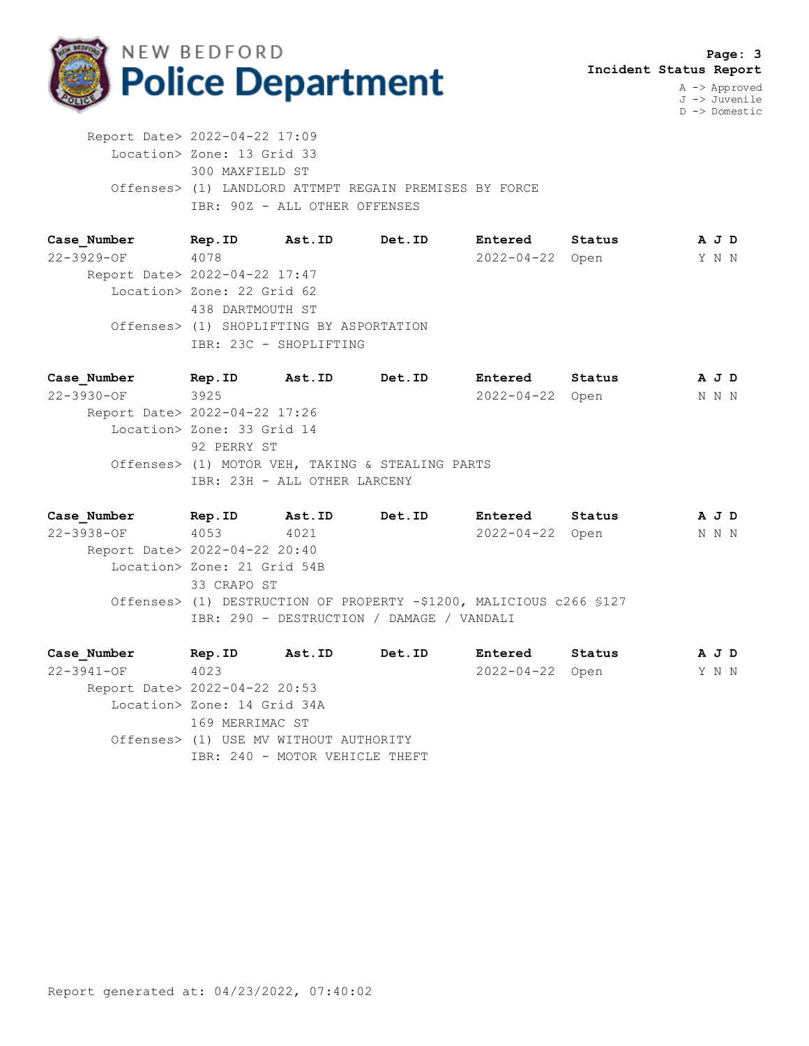**Incident Status Report**

A -> Approved
J -> Juvenile
D -> Domestic

Report Date> 2022-04-22 17:09
Location> Zone: 13 Grid 33
300 MAXFIELD ST
Offenses> (1) LANDLORD ATTMPT REGAIN PREMISES BY FORCE
IBR: 90Z - ALL OTHER OFFENSES

| Case_Number | Rep.ID | Ast.ID | Det.ID | Entered | Status | A | J | D |
|---|---|---|---|---|---|---|---|---|
| 22-3929-OF | 4078 | | | 2022-04-22 | Open | Y | N | N |

Report Date> 2022-04-22 17:47
Location> Zone: 22 Grid 62
438 DARTMOUTH ST
Offenses> (1) SHOPLIFTING BY ASPORTATION
IBR: 23C - SHOPLIFTING

| Case_Number | Rep.ID | Ast.ID | Det.ID | Entered | Status | A | J | D |
|---|---|---|---|---|---|---|---|---|
| 22-3930-OF | 3925 | | | 2022-04-22 | Open | N | N | N |

Report Date> 2022-04-22 17:26
Location> Zone: 33 Grid 14
92 PERRY ST
Offenses> (1) MOTOR VEH, TAKING & STEALING PARTS
IBR: 23H - ALL OTHER LARCENY

| Case_Number | Rep.ID | Ast.ID | Det.ID | Entered | Status | A | J | D |
|---|---|---|---|---|---|---|---|---|
| 22-3938-OF | 4053 | 4021 | | 2022-04-22 | Open | N | N | N |

Report Date> 2022-04-22 20:40
Location> Zone: 21 Grid 54B
33 CRAPO ST
Offenses> (1) DESTRUCTION OF PROPERTY -$1200, MALICIOUS c266 §127
IBR: 290 - DESTRUCTION / DAMAGE / VANDALI

| Case_Number | Rep.ID | Ast.ID | Det.ID | Entered | Status | A | J | D |
|---|---|---|---|---|---|---|---|---|
| 22-3941-OF | 4023 | | | 2022-04-22 | Open | Y | N | N |

Report Date> 2022-04-22 20:53
Location> Zone: 14 Grid 34A
169 MERRIMAC ST
Offenses> (1) USE MV WITHOUT AUTHORITY
IBR: 240 - MOTOR VEHICLE THEFT

Report generated at: 04/23/2022, 07:40:02